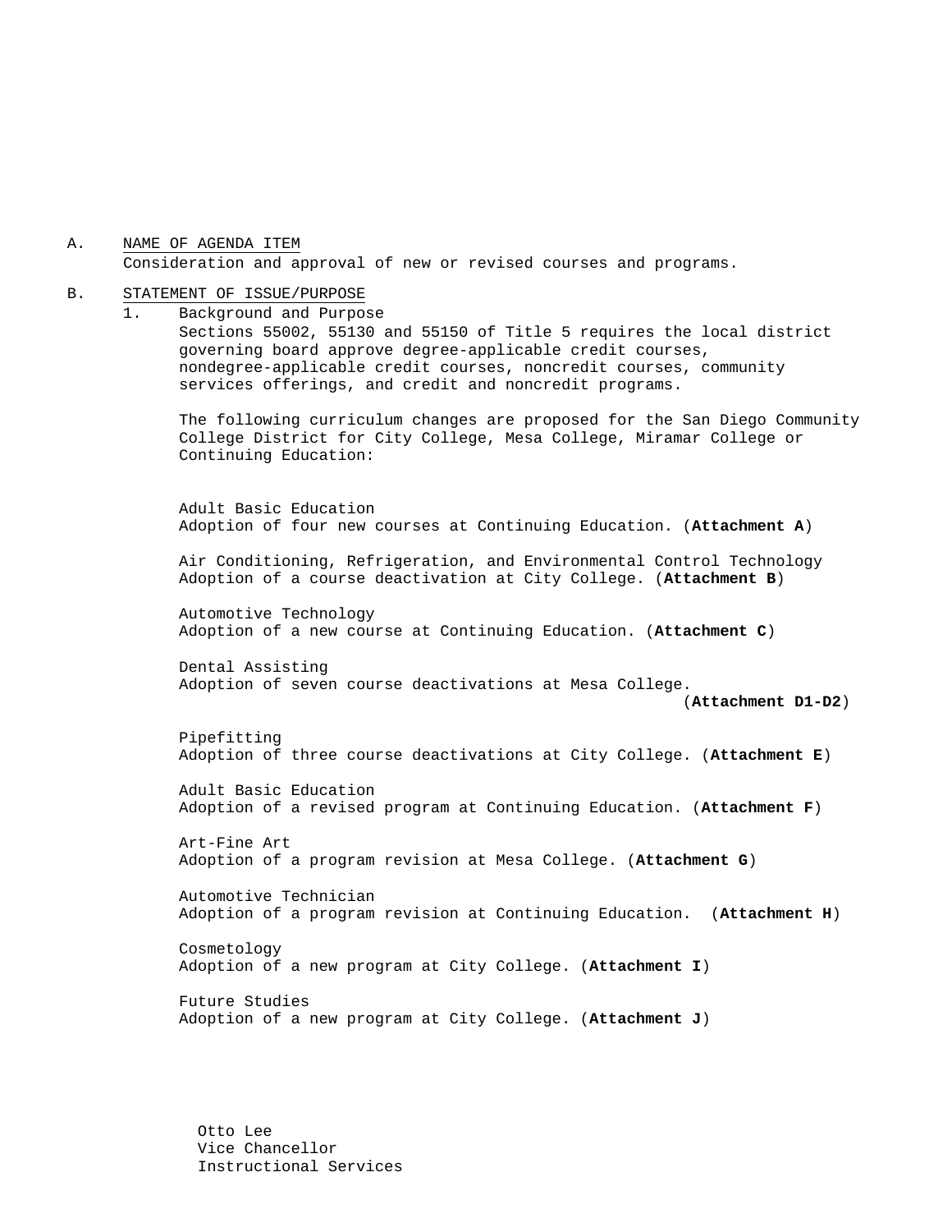A. <u>NAME OF AGENDA ITEM</u>

Consideration and approval of new or revised courses and programs.

B. <u>STATEMENT OF ISSUE/PURPOSE</u>

1. Background and Purpose

Sections 55002, 55130 and 55150 of Title 5 requires the local district governing board approve degree-applicable credit courses, nondegree-applicable credit courses, noncredit courses, community services offerings, and credit and noncredit programs.

The following curriculum changes are proposed for the San Diego Community College District for City College, Mesa College, Miramar College or Continuing Education:

Adult Basic Education
Adoption of four new courses at Continuing Education. (**Attachment A**)

Air Conditioning, Refrigeration, and Environmental Control Technology
Adoption of a course deactivation at City College. (**Attachment B**)

Automotive Technology
Adoption of a new course at Continuing Education. (**Attachment C**)

Dental Assisting
Adoption of seven course deactivations at Mesa College. (**Attachment D1-D2**)

Pipefitting
Adoption of three course deactivations at City College. (**Attachment E**)

Adult Basic Education
Adoption of a revised program at Continuing Education. (**Attachment F**)

Art-Fine Art
Adoption of a program revision at Mesa College. (**Attachment G**)

Automotive Technician
Adoption of a program revision at Continuing Education. (**Attachment H**)

Cosmetology
Adoption of a new program at City College. (**Attachment I**)

Future Studies
Adoption of a new program at City College. (**Attachment J**)

Otto Lee
Vice Chancellor
Instructional Services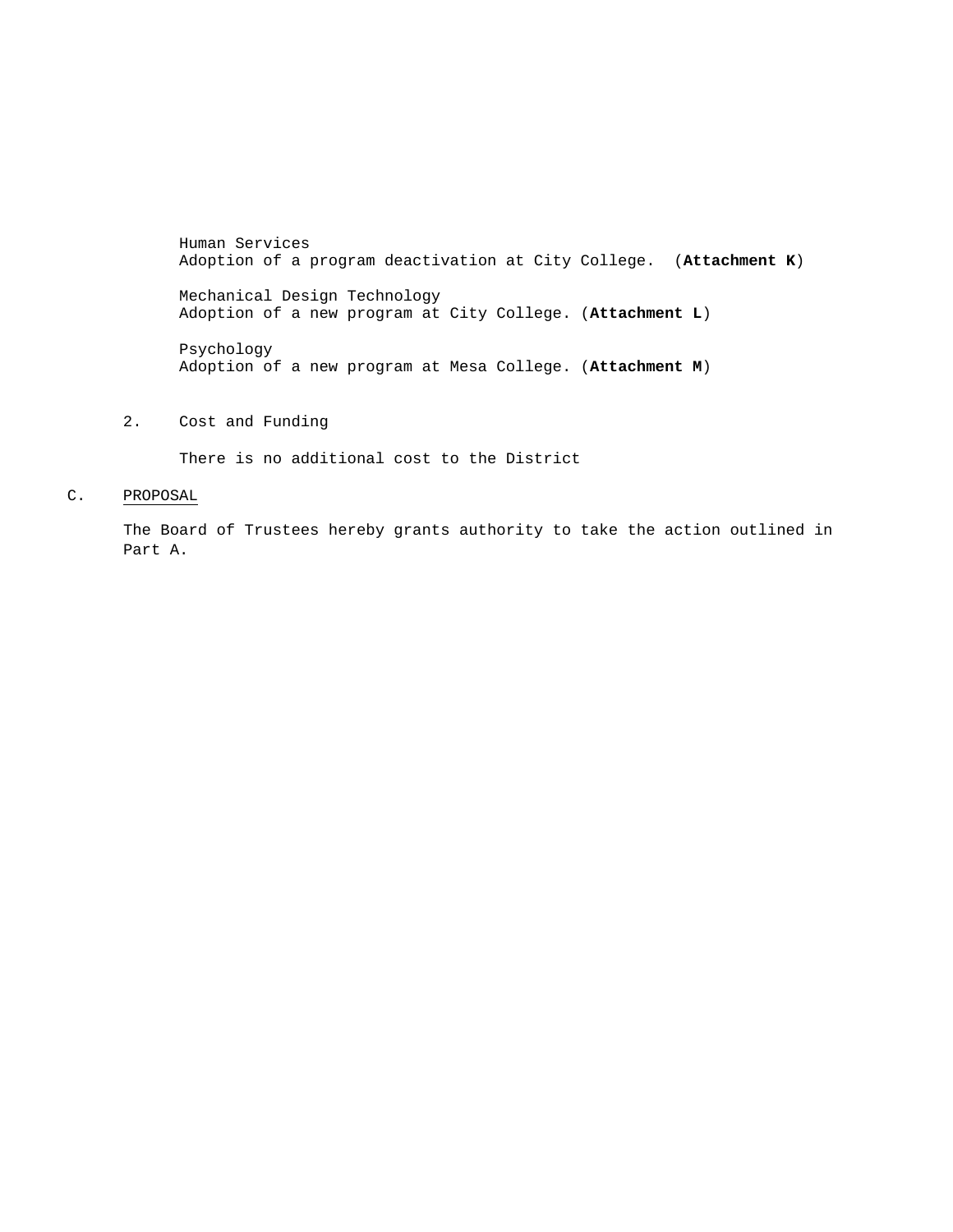Human Services
Adoption of a program deactivation at City College. (**Attachment K**)

Mechanical Design Technology
Adoption of a new program at City College. (**Attachment L**)

Psychology
Adoption of a new program at Mesa College. (**Attachment M**)

2. Cost and Funding

There is no additional cost to the District

C. PROPOSAL

The Board of Trustees hereby grants authority to take the action outlined in Part A.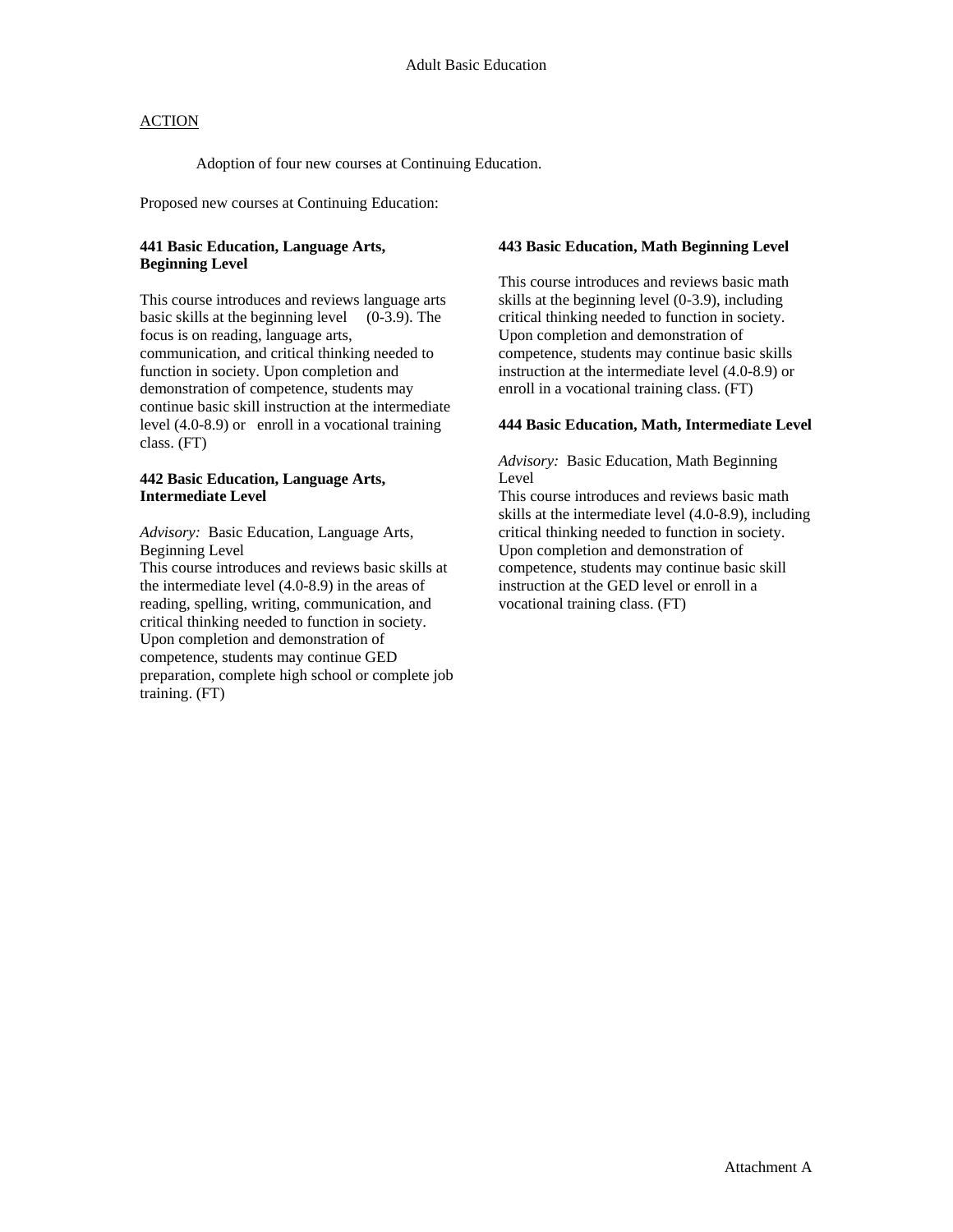# Adult Basic Education

<u>ACTION</u>

Adoption of four new courses at Continuing Education.

Proposed new courses at Continuing Education:

**441 Basic Education, Language Arts, Beginning Level**

This course introduces and reviews language arts basic skills at the beginning level (0-3.9). The focus is on reading, language arts, communication, and critical thinking needed to function in society. Upon completion and demonstration of competence, students may continue basic skill instruction at the intermediate level (4.0-8.9) or enroll in a vocational training class. (FT)

**442 Basic Education, Language Arts, Intermediate Level**

*Advisory:* Basic Education, Language Arts, Beginning Level
This course introduces and reviews basic skills at the intermediate level (4.0-8.9) in the areas of reading, spelling, writing, communication, and critical thinking needed to function in society. Upon completion and demonstration of competence, students may continue GED preparation, complete high school or complete job training. (FT)

**443 Basic Education, Math Beginning Level**

This course introduces and reviews basic math skills at the beginning level (0-3.9), including critical thinking needed to function in society. Upon completion and demonstration of competence, students may continue basic skills instruction at the intermediate level (4.0-8.9) or enroll in a vocational training class. (FT)

**444 Basic Education, Math, Intermediate Level**

*Advisory:* Basic Education, Math Beginning Level
This course introduces and reviews basic math skills at the intermediate level (4.0-8.9), including critical thinking needed to function in society. Upon completion and demonstration of competence, students may continue basic skill instruction at the GED level or enroll in a vocational training class. (FT)

Attachment A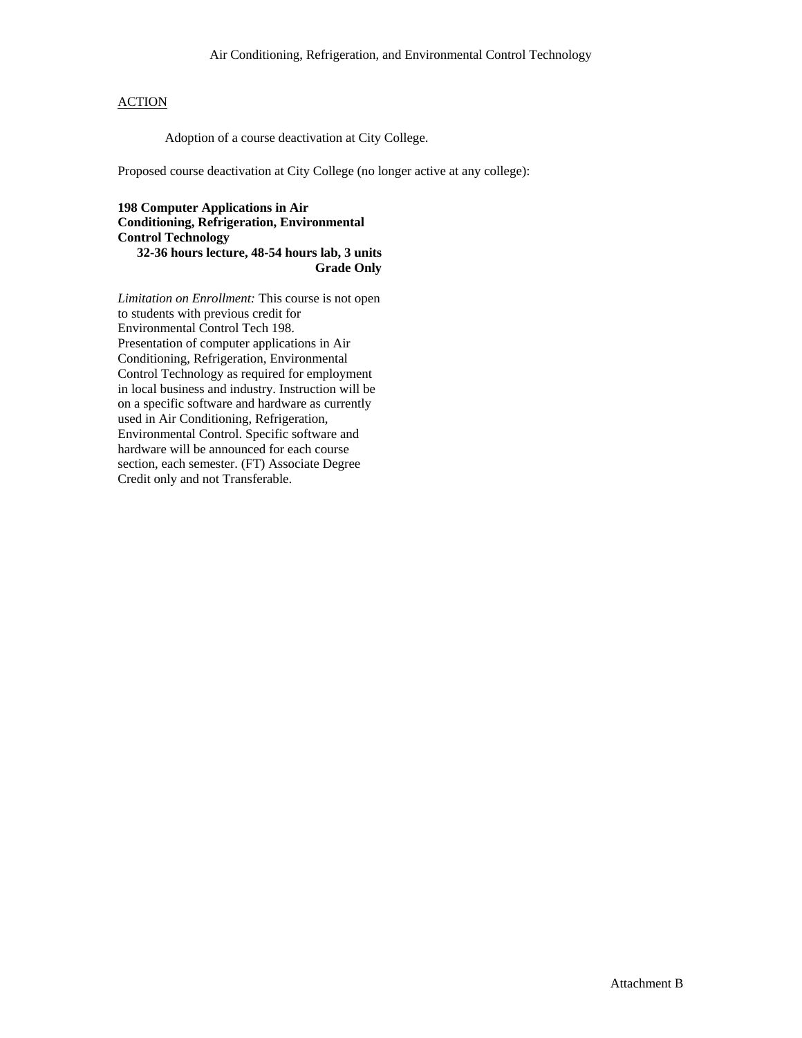Air Conditioning, Refrigeration, and Environmental Control Technology

ACTION

Adoption of a course deactivation at City College.

Proposed course deactivation at City College (no longer active at any college):

**198 Computer Applications in Air Conditioning, Refrigeration, Environmental Control Technology**
**32-36 hours lecture, 48-54 hours lab, 3 units**
**Grade Only**

*Limitation on Enrollment:* This course is not open to students with previous credit for Environmental Control Tech 198.
Presentation of computer applications in Air Conditioning, Refrigeration, Environmental Control Technology as required for employment in local business and industry. Instruction will be on a specific software and hardware as currently used in Air Conditioning, Refrigeration, Environmental Control. Specific software and hardware will be announced for each course section, each semester. (FT) Associate Degree Credit only and not Transferable.

Attachment B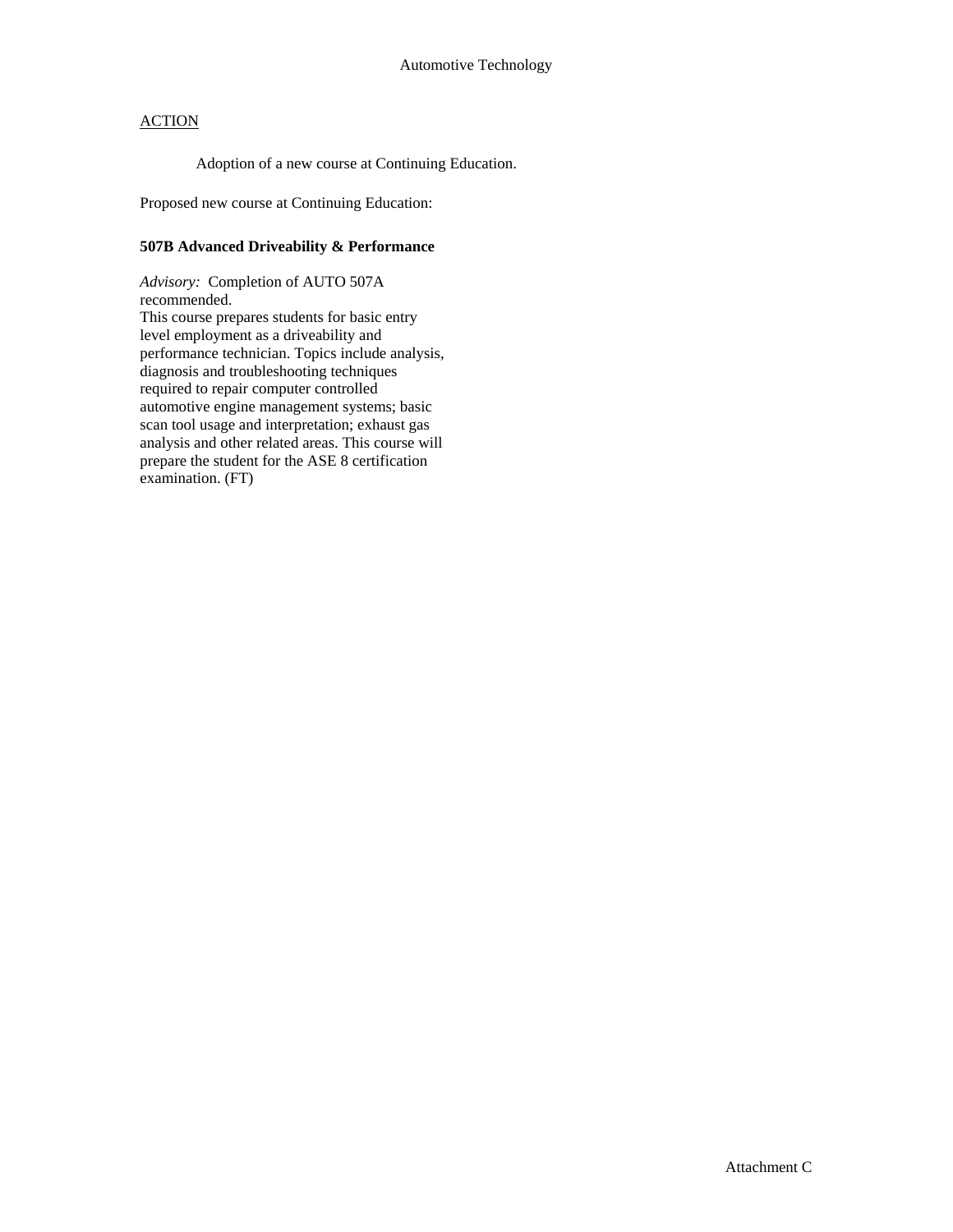Automotive Technology

<u>ACTION</u>

Adoption of a new course at Continuing Education.

Proposed new course at Continuing Education:

**507B Advanced Driveability & Performance**

*Advisory:* Completion of AUTO 507A recommended.

This course prepares students for basic entry level employment as a driveability and performance technician. Topics include analysis, diagnosis and troubleshooting techniques required to repair computer controlled automotive engine management systems; basic scan tool usage and interpretation; exhaust gas analysis and other related areas. This course will prepare the student for the ASE 8 certification examination. (FT)

Attachment C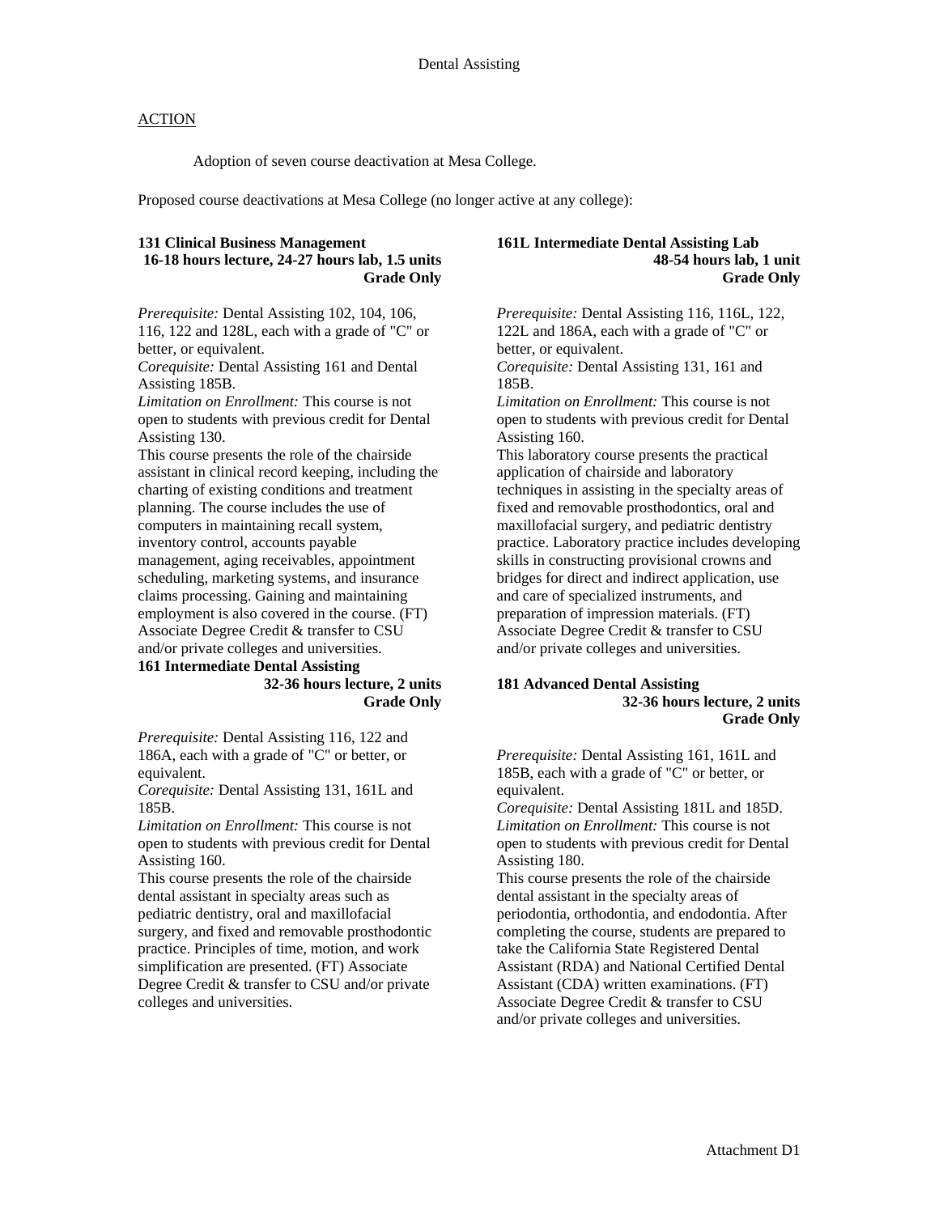Dental Assisting

ACTION

Adoption of seven course deactivation at Mesa College.

Proposed course deactivations at Mesa College (no longer active at any college):

**131 Clinical Business Management**
**16-18 hours lecture, 24-27 hours lab, 1.5 units**
**Grade Only**

*Prerequisite:* Dental Assisting 102, 104, 106, 116, 122 and 128L, each with a grade of "C" or better, or equivalent.
*Corequisite:* Dental Assisting 161 and Dental Assisting 185B.
*Limitation on Enrollment:* This course is not open to students with previous credit for Dental Assisting 130.
This course presents the role of the chairside assistant in clinical record keeping, including the charting of existing conditions and treatment planning. The course includes the use of computers in maintaining recall system, inventory control, accounts payable management, aging receivables, appointment scheduling, marketing systems, and insurance claims processing. Gaining and maintaining employment is also covered in the course. (FT) Associate Degree Credit & transfer to CSU and/or private colleges and universities.

**161 Intermediate Dental Assisting**
**32-36 hours lecture, 2 units**
**Grade Only**

*Prerequisite:* Dental Assisting 116, 122 and 186A, each with a grade of "C" or better, or equivalent.
*Corequisite:* Dental Assisting 131, 161L and 185B.
*Limitation on Enrollment:* This course is not open to students with previous credit for Dental Assisting 160.
This course presents the role of the chairside dental assistant in specialty areas such as pediatric dentistry, oral and maxillofacial surgery, and fixed and removable prosthodontic practice. Principles of time, motion, and work simplification are presented. (FT) Associate Degree Credit & transfer to CSU and/or private colleges and universities.

**161L Intermediate Dental Assisting Lab**
**48-54 hours lab, 1 unit**
**Grade Only**

*Prerequisite:* Dental Assisting 116, 116L, 122, 122L and 186A, each with a grade of "C" or better, or equivalent.
*Corequisite:* Dental Assisting 131, 161 and 185B.
*Limitation on Enrollment:* This course is not open to students with previous credit for Dental Assisting 160.
This laboratory course presents the practical application of chairside and laboratory techniques in assisting in the specialty areas of fixed and removable prosthodontics, oral and maxillofacial surgery, and pediatric dentistry practice. Laboratory practice includes developing skills in constructing provisional crowns and bridges for direct and indirect application, use and care of specialized instruments, and preparation of impression materials. (FT) Associate Degree Credit & transfer to CSU and/or private colleges and universities.

**181 Advanced Dental Assisting**
**32-36 hours lecture, 2 units**
**Grade Only**

*Prerequisite:* Dental Assisting 161, 161L and 185B, each with a grade of "C" or better, or equivalent.
*Corequisite:* Dental Assisting 181L and 185D.
*Limitation on Enrollment:* This course is not open to students with previous credit for Dental Assisting 180.
This course presents the role of the chairside dental assistant in the specialty areas of periodontia, orthodontia, and endodontia. After completing the course, students are prepared to take the California State Registered Dental Assistant (RDA) and National Certified Dental Assistant (CDA) written examinations. (FT) Associate Degree Credit & transfer to CSU and/or private colleges and universities.

Attachment D1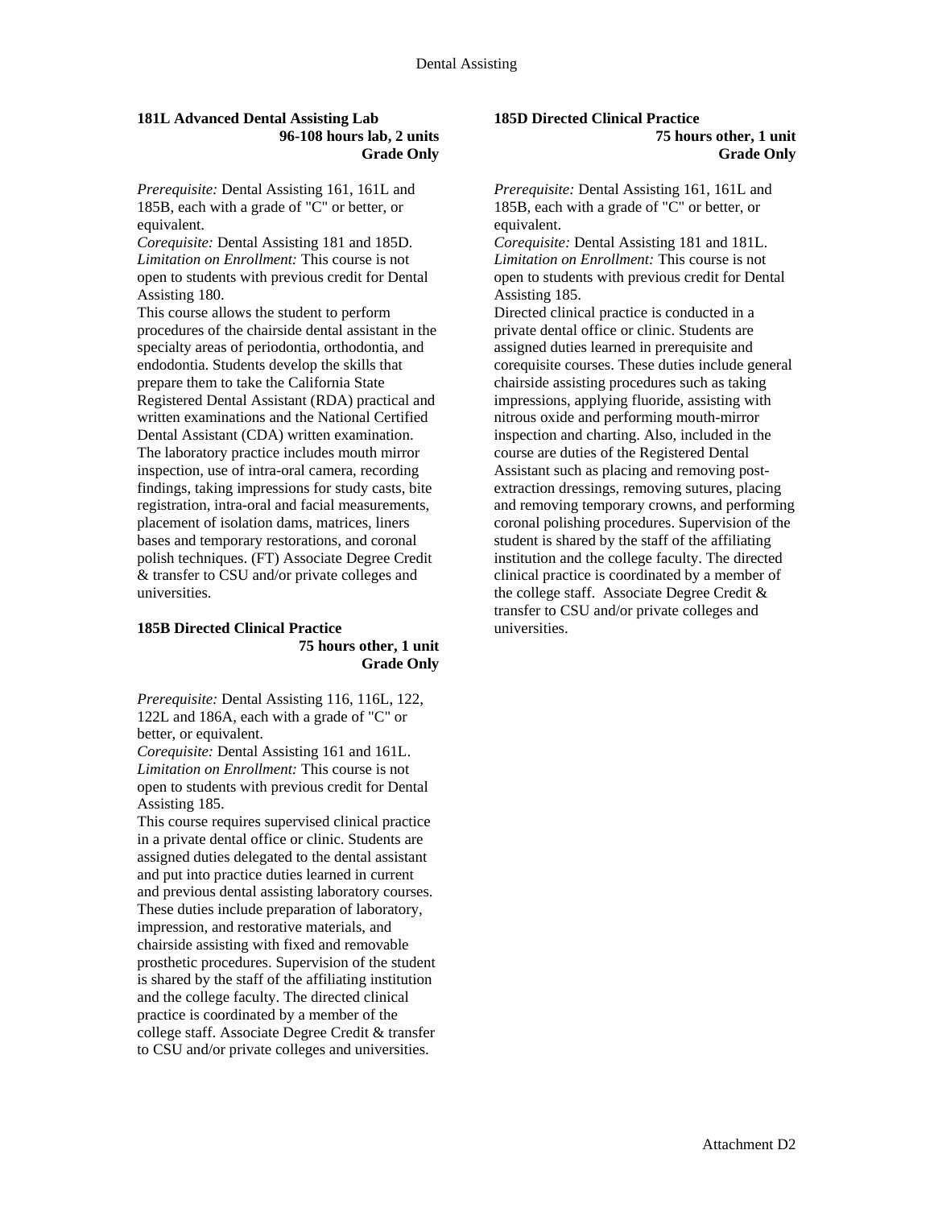### 181L Advanced Dental Assisting Lab

**96-108 hours lab, 2 units**
**Grade Only**

*Prerequisite:* Dental Assisting 161, 161L and 185B, each with a grade of "C" or better, or equivalent.
*Corequisite:* Dental Assisting 181 and 185D.
*Limitation on Enrollment:* This course is not open to students with previous credit for Dental Assisting 180.
This course allows the student to perform procedures of the chairside dental assistant in the specialty areas of periodontia, orthodontia, and endodontia. Students develop the skills that prepare them to take the California State Registered Dental Assistant (RDA) practical and written examinations and the National Certified Dental Assistant (CDA) written examination. The laboratory practice includes mouth mirror inspection, use of intra-oral camera, recording findings, taking impressions for study casts, bite registration, intra-oral and facial measurements, placement of isolation dams, matrices, liners bases and temporary restorations, and coronal polish techniques. (FT) Associate Degree Credit & transfer to CSU and/or private colleges and universities.

### 185B Directed Clinical Practice

**75 hours other, 1 unit**
**Grade Only**

*Prerequisite:* Dental Assisting 116, 116L, 122, 122L and 186A, each with a grade of "C" or better, or equivalent.
*Corequisite:* Dental Assisting 161 and 161L.
*Limitation on Enrollment:* This course is not open to students with previous credit for Dental Assisting 185.
This course requires supervised clinical practice in a private dental office or clinic. Students are assigned duties delegated to the dental assistant and put into practice duties learned in current and previous dental assisting laboratory courses. These duties include preparation of laboratory, impression, and restorative materials, and chairside assisting with fixed and removable prosthetic procedures. Supervision of the student is shared by the staff of the affiliating institution and the college faculty. The directed clinical practice is coordinated by a member of the college staff. Associate Degree Credit & transfer to CSU and/or private colleges and universities.

### 185D Directed Clinical Practice

**75 hours other, 1 unit**
**Grade Only**

*Prerequisite:* Dental Assisting 161, 161L and 185B, each with a grade of "C" or better, or equivalent.
*Corequisite:* Dental Assisting 181 and 181L.
*Limitation on Enrollment:* This course is not open to students with previous credit for Dental Assisting 185.
Directed clinical practice is conducted in a private dental office or clinic. Students are assigned duties learned in prerequisite and corequisite courses. These duties include general chairside assisting procedures such as taking impressions, applying fluoride, assisting with nitrous oxide and performing mouth-mirror inspection and charting. Also, included in the course are duties of the Registered Dental Assistant such as placing and removing post-extraction dressings, removing sutures, placing and removing temporary crowns, and performing coronal polishing procedures. Supervision of the student is shared by the staff of the affiliating institution and the college faculty. The directed clinical practice is coordinated by a member of the college staff. Associate Degree Credit & transfer to CSU and/or private colleges and universities.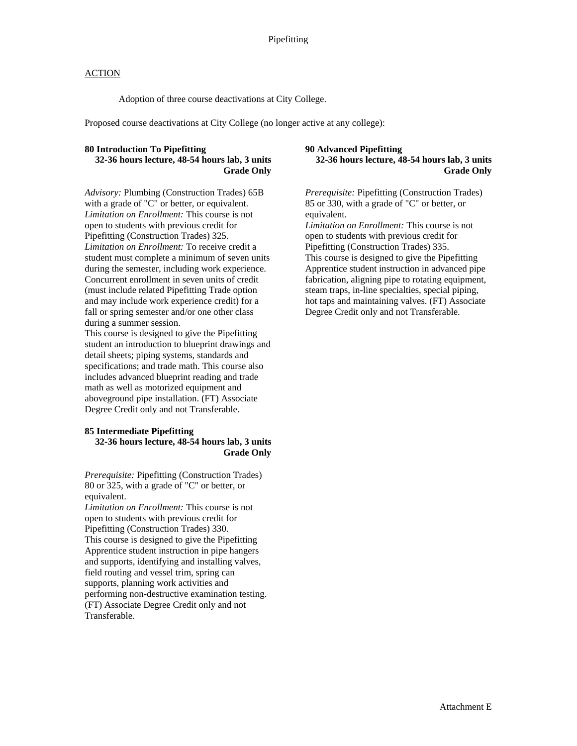# Pipefitting

## ACTION

Adoption of three course deactivations at City College.

Proposed course deactivations at City College (no longer active at any college):

### 80 Introduction To Pipefitting

**32-36 hours lecture, 48-54 hours lab, 3 units**
**Grade Only**

*Advisory:* Plumbing (Construction Trades) 65B with a grade of "C" or better, or equivalent.
*Limitation on Enrollment:* This course is not open to students with previous credit for Pipefitting (Construction Trades) 325.
*Limitation on Enrollment:* To receive credit a student must complete a minimum of seven units during the semester, including work experience. Concurrent enrollment in seven units of credit (must include related Pipefitting Trade option and may include work experience credit) for a fall or spring semester and/or one other class during a summer session.
This course is designed to give the Pipefitting student an introduction to blueprint drawings and detail sheets; piping systems, standards and specifications; and trade math. This course also includes advanced blueprint reading and trade math as well as motorized equipment and aboveground pipe installation. (FT) Associate Degree Credit only and not Transferable.

### 85 Intermediate Pipefitting

**32-36 hours lecture, 48-54 hours lab, 3 units**
**Grade Only**

*Prerequisite:* Pipefitting (Construction Trades) 80 or 325, with a grade of "C" or better, or equivalent.
*Limitation on Enrollment:* This course is not open to students with previous credit for Pipefitting (Construction Trades) 330.
This course is designed to give the Pipefitting Apprentice student instruction in pipe hangers and supports, identifying and installing valves, field routing and vessel trim, spring can supports, planning work activities and performing non-destructive examination testing. (FT) Associate Degree Credit only and not Transferable.

### 90 Advanced Pipefitting

**32-36 hours lecture, 48-54 hours lab, 3 units**
**Grade Only**

*Prerequisite:* Pipefitting (Construction Trades) 85 or 330, with a grade of "C" or better, or equivalent.
*Limitation on Enrollment:* This course is not open to students with previous credit for Pipefitting (Construction Trades) 335.
This course is designed to give the Pipefitting Apprentice student instruction in advanced pipe fabrication, aligning pipe to rotating equipment, steam traps, in-line specialties, special piping, hot taps and maintaining valves. (FT) Associate Degree Credit only and not Transferable.

Attachment E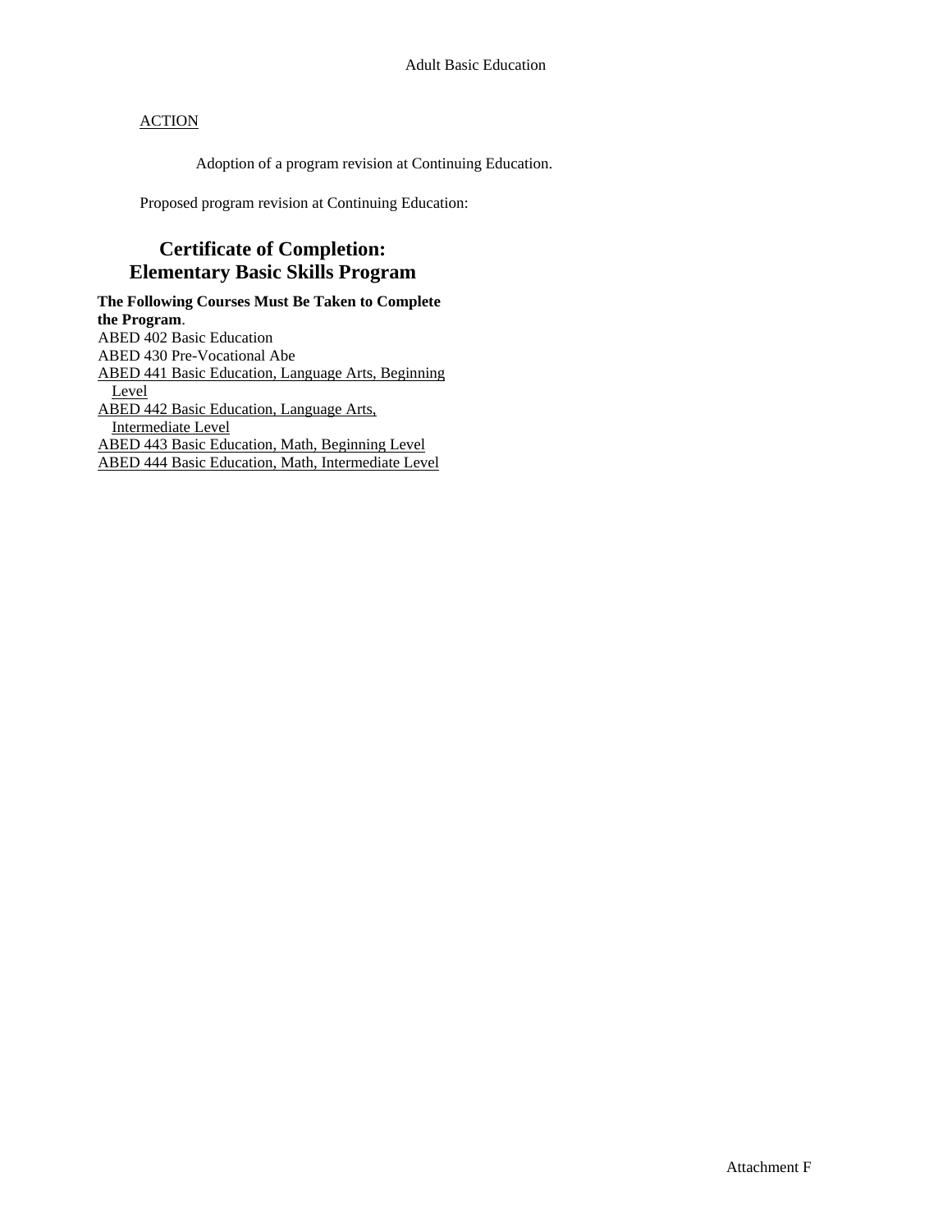Adult Basic Education

<u>ACTION</u>

Adoption of a program revision at Continuing Education.

Proposed program revision at Continuing Education:

## Certificate of Completion: Elementary Basic Skills Program

**The Following Courses Must Be Taken to Complete the Program**.

ABED 402 Basic Education
ABED 430 Pre-Vocational Abe
<u>ABED 441 Basic Education, Language Arts, Beginning Level</u>
<u>ABED 442 Basic Education, Language Arts, Intermediate Level</u>
<u>ABED 443 Basic Education, Math, Beginning Level</u>
<u>ABED 444 Basic Education, Math, Intermediate Level</u>

Attachment F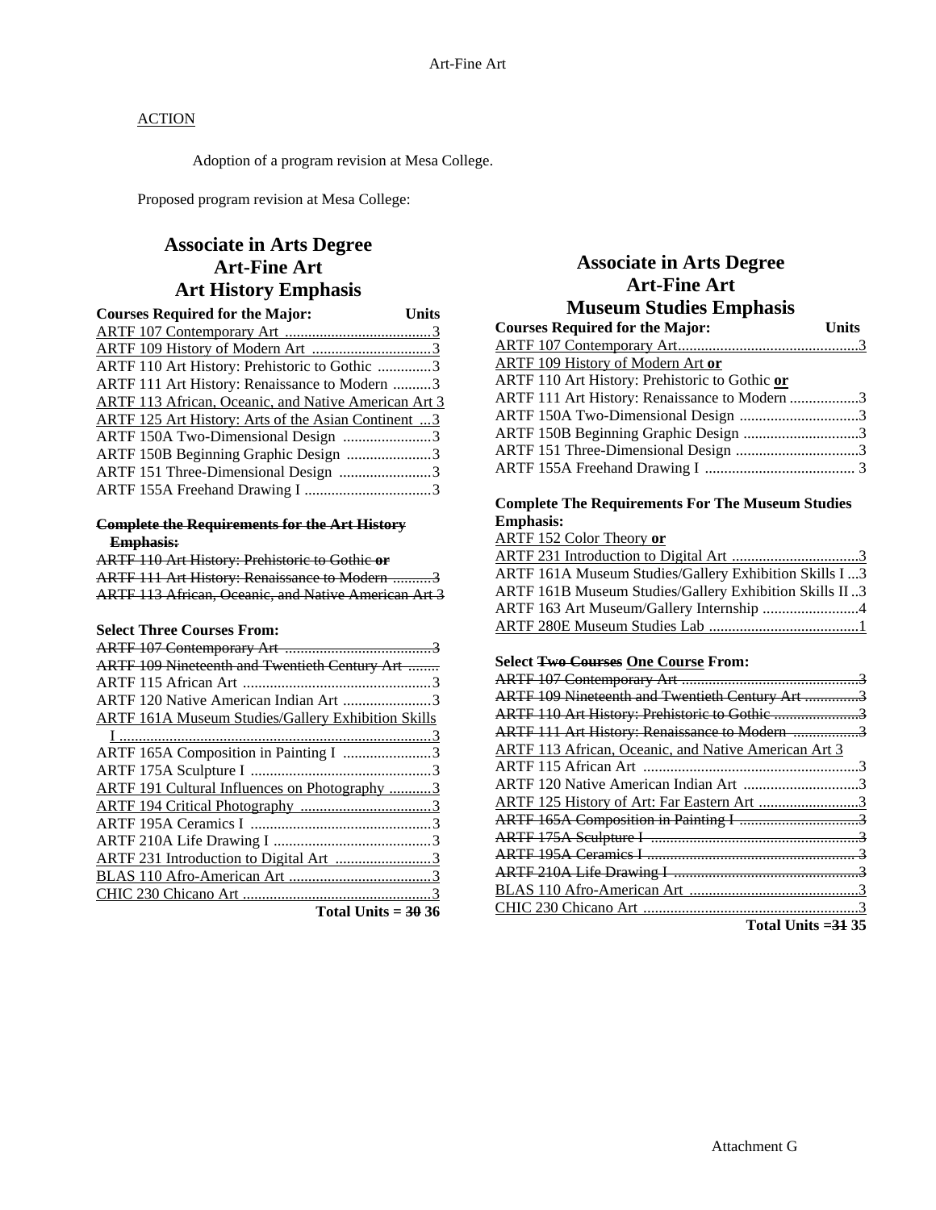ACTION

Adoption of a program revision at Mesa College.

Proposed program revision at Mesa College:

## Associate in Arts Degree
## Art-Fine Art
## Art History Emphasis

**Courses Required for the Major:** **Units**

- ARTF 107 Contemporary Art ......................................3
- ARTF 109 History of Modern Art ...............................3
- ARTF 110 Art History: Prehistoric to Gothic ..............3
- ARTF 111 Art History: Renaissance to Modern ..........3
- ARTF 113 African, Oceanic, and Native American Art 3
- ARTF 125 Art History: Arts of the Asian Continent ...3
- ARTF 150A Two-Dimensional Design .......................3
- ARTF 150B Beginning Graphic Design ......................3
- ARTF 151 Three-Dimensional Design ........................3
- ARTF 155A Freehand Drawing I .................................3

~~**Complete the Requirements for the Art History Emphasis:**~~

- ~~ARTF 110 Art History: Prehistoric to Gothic **or**~~
- ~~ARTF 111 Art History: Renaissance to Modern ..........3~~
- ~~ARTF 113 African, Oceanic, and Native American Art 3~~

**Select Three Courses From:**

- ~~ARTF 107 Contemporary Art ......................................3~~
- ~~ARTF 109 Nineteenth and Twentieth Century Art ........~~
- ARTF 115 African Art .................................................3
- ARTF 120 Native American Indian Art .......................3
- ARTF 161A Museum Studies/Gallery Exhibition Skills I .................................................................................3
- ARTF 165A Composition in Painting I .......................3
- ARTF 175A Sculpture I ...............................................3
- ARTF 191 Cultural Influences on Photography ...........3
- ARTF 194 Critical Photography ..................................3
- ARTF 195A Ceramics I ...............................................3
- ARTF 210A Life Drawing I .........................................3
- ARTF 231 Introduction to Digital Art .........................3
- BLAS 110 Afro-American Art .....................................3
- CHIC 230 Chicano Art .................................................3

**Total Units = ~~30~~ 36**

## Associate in Arts Degree
## Art-Fine Art
## Museum Studies Emphasis

**Courses Required for the Major:** **Units**

- ARTF 107 Contemporary Art...............................................3
- ARTF 109 History of Modern Art **or**
- ARTF 110 Art History: Prehistoric to Gothic **or**
- ARTF 111 Art History: Renaissance to Modern ..................3
- ARTF 150A Two-Dimensional Design ...............................3
- ARTF 150B Beginning Graphic Design ..............................3
- ARTF 151 Three-Dimensional Design ................................3
- ARTF 155A Freehand Drawing I ....................................... 3

**Complete The Requirements For The Museum Studies Emphasis:**

- ARTF 152 Color Theory **or**
- ARTF 231 Introduction to Digital Art .................................3
- ARTF 161A Museum Studies/Gallery Exhibition Skills I ...3
- ARTF 161B Museum Studies/Gallery Exhibition Skills II ..3
- ARTF 163 Art Museum/Gallery Internship .........................4
- ARTF 280E Museum Studies Lab .......................................1

**Select ~~Two Courses~~ One Course From:**

- ~~ARTF 107 Contemporary Art ..............................................3~~
- ~~ARTF 109 Nineteenth and Twentieth Century Art ..............3~~
- ~~ARTF 110 Art History: Prehistoric to Gothic ......................3~~
- ~~ARTF 111 Art History: Renaissance to Modern .................3~~
- ARTF 113 African, Oceanic, and Native American Art 3
- ARTF 115 African Art ........................................................3
- ARTF 120 Native American Indian Art ..............................3
- ARTF 125 History of Art: Far Eastern Art ..........................3
- ~~ARTF 165A Composition in Painting I ...............................3~~
- ~~ARTF 175A Sculpture I ......................................................3~~
- ~~ARTF 195A Ceramics I ...................................................... 3~~
- ~~ARTF 210A Life Drawing I ................................................3~~
- BLAS 110 Afro-American Art ............................................3
- CHIC 230 Chicano Art ........................................................3

**Total Units = ~~31~~ 35**

Attachment G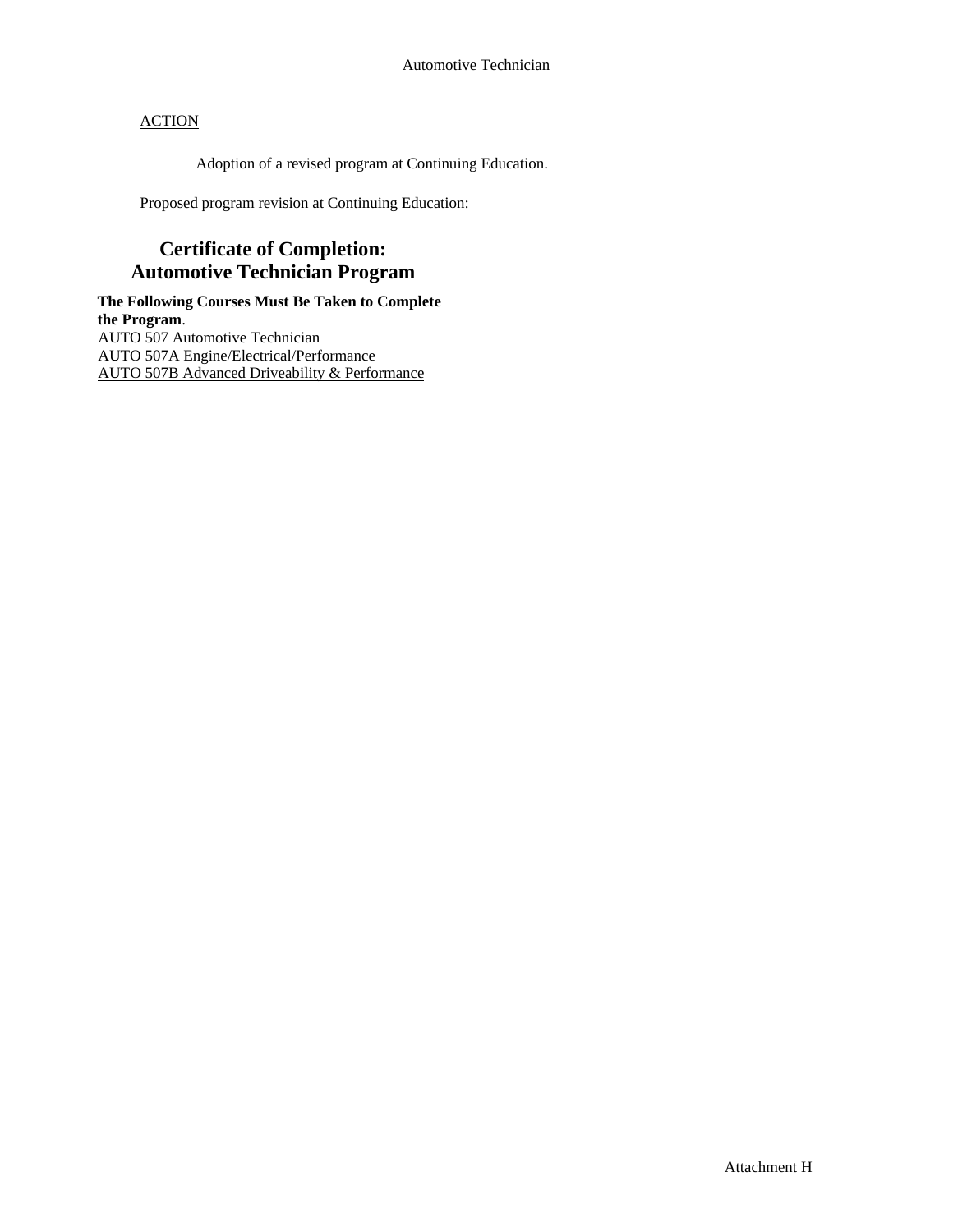Automotive Technician

<u>ACTION</u>

Adoption of a revised program at Continuing Education.

Proposed program revision at Continuing Education:

## Certificate of Completion: Automotive Technician Program

**The Following Courses Must Be Taken to Complete the Program**.
AUTO 507 Automotive Technician
AUTO 507A Engine/Electrical/Performance
<u>AUTO 507B Advanced Driveability & Performance</u>

Attachment H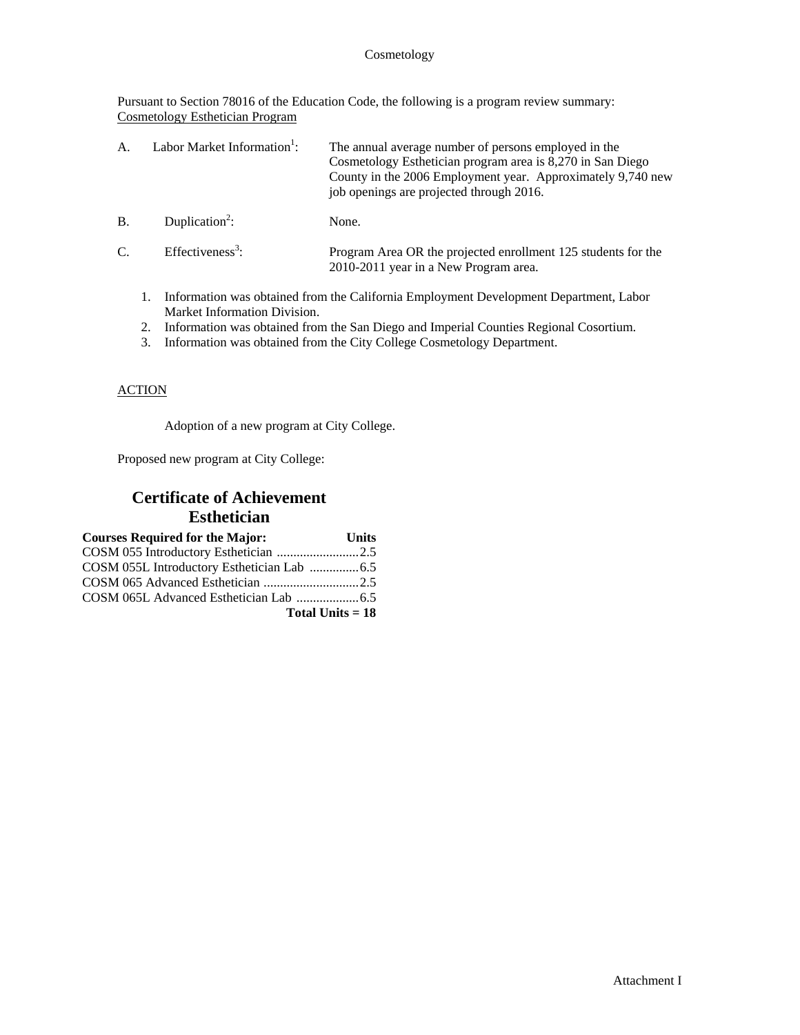Cosmetology

Pursuant to Section 78016 of the Education Code, the following is a program review summary:
Cosmetology Esthetician Program

| | | |
|---|---|---|
| A. | Labor Market Information[1]: | The annual average number of persons employed in the Cosmetology Esthetician program area is 8,270 in San Diego County in the 2006 Employment year. Approximately 9,740 new job openings are projected through 2016. |
| B. | Duplication[2]: | None. |
| C. | Effectiveness[3]: | Program Area OR the projected enrollment 125 students for the 2010-2011 year in a New Program area. |

1. Information was obtained from the California Employment Development Department, Labor Market Information Division.
2. Information was obtained from the San Diego and Imperial Counties Regional Cosortium.
3. Information was obtained from the City College Cosmetology Department.

ACTION

Adoption of a new program at City College.

Proposed new program at City College:

## Certificate of Achievement Esthetician

| Courses Required for the Major: | Units |
|---|---|
| COSM 055 Introductory Esthetician | 2.5 |
| COSM 055L Introductory Esthetician Lab | 6.5 |
| COSM 065 Advanced Esthetician | 2.5 |
| COSM 065L Advanced Esthetician Lab | 6.5 |
| | **Total Units = 18** |

Attachment I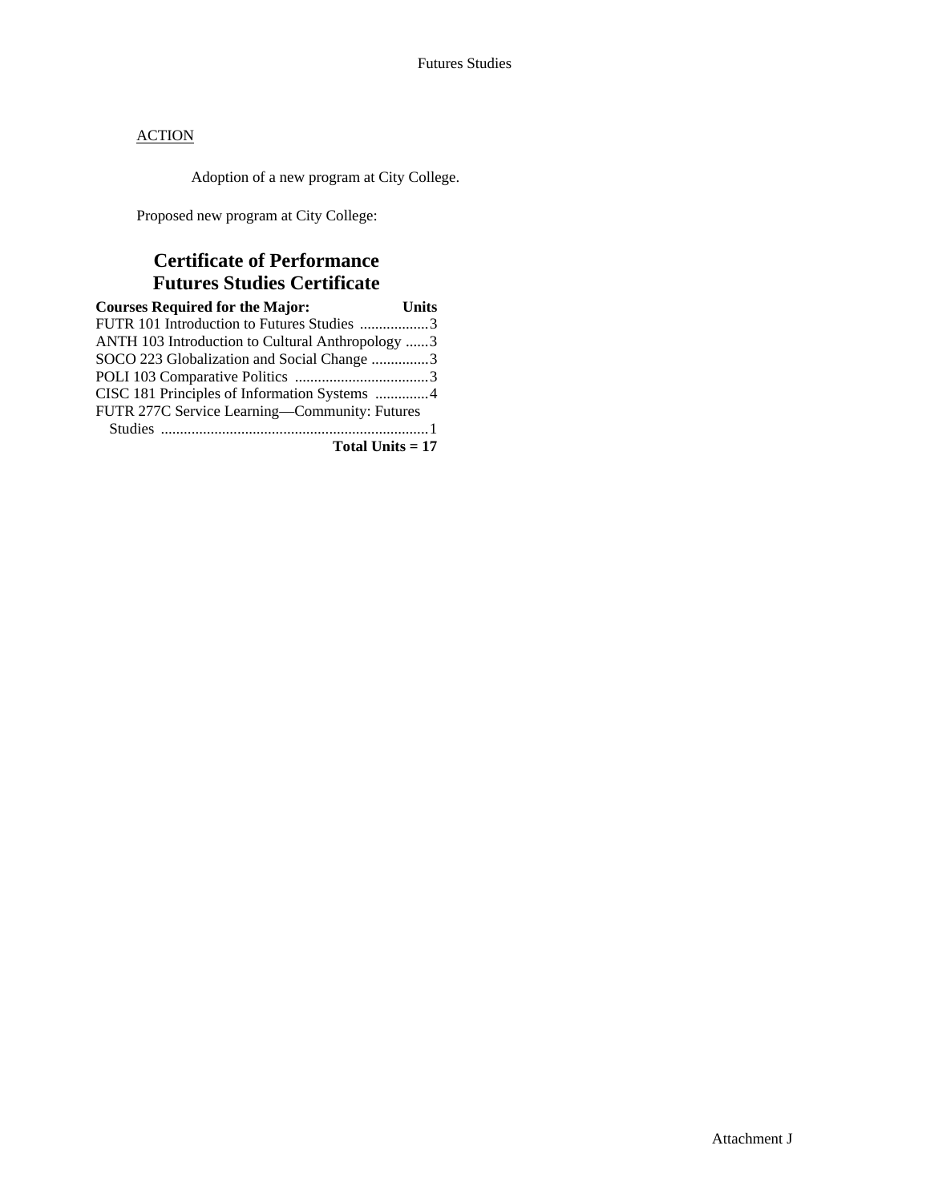ACTION

Adoption of a new program at City College.

Proposed new program at City College:

## Certificate of Performance
## Futures Studies Certificate

| Courses Required for the Major: | Units |
|---|---|
| FUTR 101 Introduction to Futures Studies | 3 |
| ANTH 103 Introduction to Cultural Anthropology | 3 |
| SOCO 223 Globalization and Social Change | 3 |
| POLI 103 Comparative Politics | 3 |
| CISC 181 Principles of Information Systems | 4 |
| FUTR 277C Service Learning—Community: Futures Studies | 1 |
| **Total Units = 17** | |

Attachment J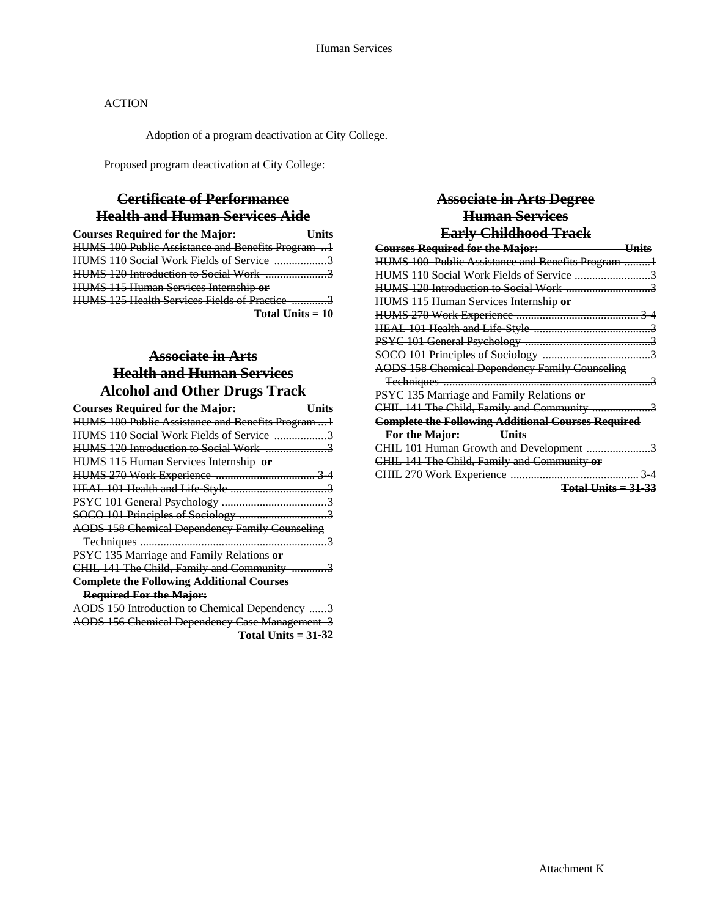ACTION

Adoption of a program deactivation at City College.

Proposed program deactivation at City College:

## ~~Certificate of Performance~~
## ~~Health and Human Services Aide~~

| ~~**Courses Required for the Major:**~~ | ~~**Units**~~ |
|---|---|
| ~~HUMS 100 Public Assistance and Benefits Program~~ | ~~1~~ |
| ~~HUMS 110 Social Work Fields of Service~~ | ~~3~~ |
| ~~HUMS 120 Introduction to Social Work~~ | ~~3~~ |
| ~~HUMS 115 Human Services Internship **or**~~ | |
| ~~HUMS 125 Health Services Fields of Practice~~ | ~~3~~ |
| | ~~**Total Units = 10**~~ |

## ~~Associate in Arts~~
## ~~Health and Human Services~~
## ~~Alcohol and Other Drugs Track~~

| ~~**Courses Required for the Major:**~~ | ~~**Units**~~ |
|---|---|
| ~~HUMS 100 Public Assistance and Benefits Program~~ | ~~1~~ |
| ~~HUMS 110 Social Work Fields of Service~~ | ~~3~~ |
| ~~HUMS 120 Introduction to Social Work~~ | ~~3~~ |
| ~~HUMS 115 Human Services Internship **or**~~ | |
| ~~HUMS 270 Work Experience~~ | ~~3-4~~ |
| ~~HEAL 101 Health and Life-Style~~ | ~~3~~ |
| ~~PSYC 101 General Psychology~~ | ~~3~~ |
| ~~SOCO 101 Principles of Sociology~~ | ~~3~~ |
| ~~AODS 158 Chemical Dependency Family Counseling Techniques~~ | ~~3~~ |
| ~~PSYC 135 Marriage and Family Relations **or**~~ | |
| ~~CHIL 141 The Child, Family and Community~~ | ~~3~~ |
| ~~**Complete the Following Additional Courses Required For the Major:**~~ | |
| ~~AODS 150 Introduction to Chemical Dependency~~ | ~~3~~ |
| ~~AODS 156 Chemical Dependency Case Management~~ | ~~3~~ |
| | ~~**Total Units = 31-32**~~ |

## ~~Associate in Arts Degree~~
## ~~Human Services~~
## ~~Early Childhood Track~~

| ~~**Courses Required for the Major:**~~ | ~~**Units**~~ |
|---|---|
| ~~HUMS 100 Public Assistance and Benefits Program~~ | ~~1~~ |
| ~~HUMS 110 Social Work Fields of Service~~ | ~~3~~ |
| ~~HUMS 120 Introduction to Social Work~~ | ~~3~~ |
| ~~HUMS 115 Human Services Internship **or**~~ | |
| ~~HUMS 270 Work Experience~~ | ~~3-4~~ |
| ~~HEAL 101 Health and Life-Style~~ | ~~3~~ |
| ~~PSYC 101 General Psychology~~ | ~~3~~ |
| ~~SOCO 101 Principles of Sociology~~ | ~~3~~ |
| ~~AODS 158 Chemical Dependency Family Counseling Techniques~~ | ~~3~~ |
| ~~PSYC 135 Marriage and Family Relations **or**~~ | |
| ~~CHIL 141 The Child, Family and Community~~ | ~~3~~ |
| ~~**Complete the Following Additional Courses Required For the Major:**~~ | ~~**Units**~~ |
| ~~CHIL 101 Human Growth and Development~~ | ~~3~~ |
| ~~CHIL 141 The Child, Family and Community **or**~~ | |
| ~~CHIL 270 Work Experience~~ | ~~3-4~~ |
| | ~~**Total Units = 31-33**~~ |

Attachment K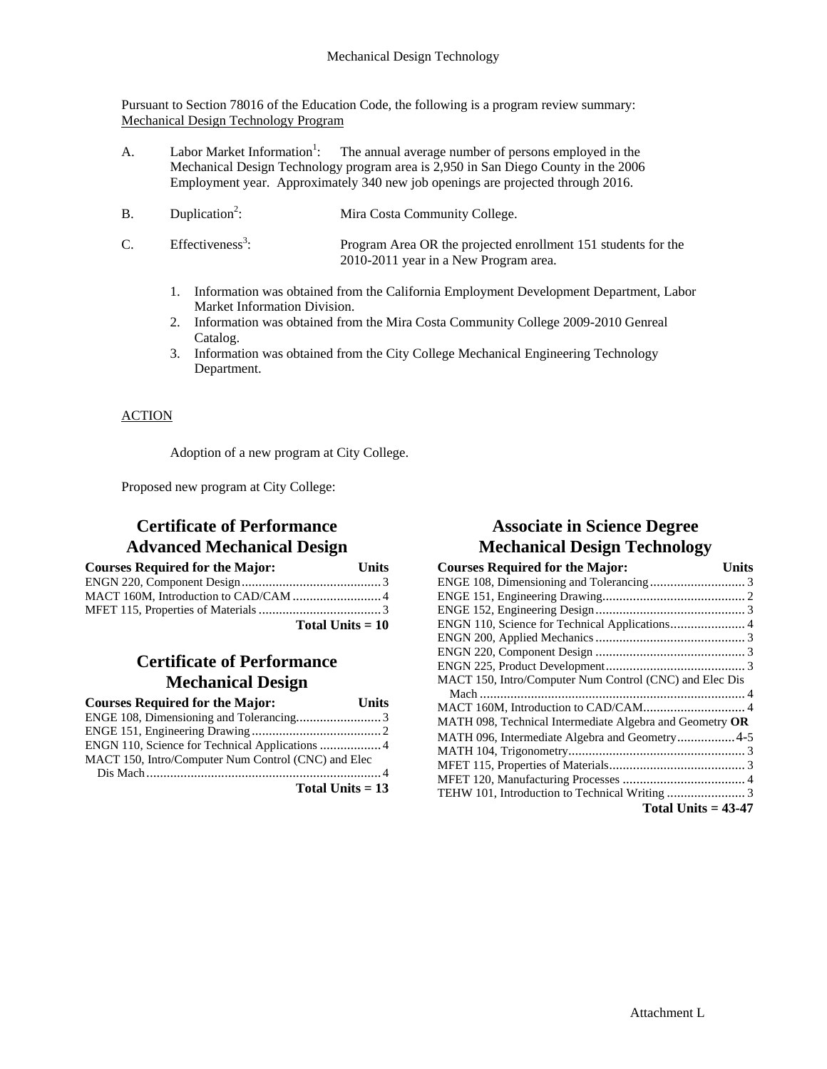Mechanical Design Technology

Pursuant to Section 78016 of the Education Code, the following is a program review summary:
Mechanical Design Technology Program

A. Labor Market Information[1]: The annual average number of persons employed in the Mechanical Design Technology program area is 2,950 in San Diego County in the 2006 Employment year. Approximately 340 new job openings are projected through 2016.

B. Duplication[2]: Mira Costa Community College.

C. Effectiveness[3]: Program Area OR the projected enrollment 151 students for the 2010-2011 year in a New Program area.

1. Information was obtained from the California Employment Development Department, Labor Market Information Division.
2. Information was obtained from the Mira Costa Community College 2009-2010 Genreal Catalog.
3. Information was obtained from the City College Mechanical Engineering Technology Department.

ACTION

Adoption of a new program at City College.

Proposed new program at City College:

## Certificate of Performance Advanced Mechanical Design

| Courses Required for the Major: | Units |
|---|---|
| ENGN 220, Component Design | 3 |
| MACT 160M, Introduction to CAD/CAM | 4 |
| MFET 115, Properties of Materials | 3 |
| **Total Units = 10** | |

## Certificate of Performance Mechanical Design

| Courses Required for the Major: | Units |
|---|---|
| ENGE 108, Dimensioning and Tolerancing | 3 |
| ENGE 151, Engineering Drawing | 2 |
| ENGN 110, Science for Technical Applications | 4 |
| MACT 150, Intro/Computer Num Control (CNC) and Elec Dis Mach | 4 |
| **Total Units = 13** | |

## Associate in Science Degree Mechanical Design Technology

| Courses Required for the Major: | Units |
|---|---|
| ENGE 108, Dimensioning and Tolerancing | 3 |
| ENGE 151, Engineering Drawing | 2 |
| ENGE 152, Engineering Design | 3 |
| ENGN 110, Science for Technical Applications | 4 |
| ENGN 200, Applied Mechanics | 3 |
| ENGN 220, Component Design | 3 |
| ENGN 225, Product Development | 3 |
| MACT 150, Intro/Computer Num Control (CNC) and Elec Dis Mach | 4 |
| MACT 160M, Introduction to CAD/CAM | 4 |
| MATH 098, Technical Intermediate Algebra and Geometry **OR** | |
| MATH 096, Intermediate Algebra and Geometry | 4-5 |
| MATH 104, Trigonometry | 3 |
| MFET 115, Properties of Materials | 3 |
| MFET 120, Manufacturing Processes | 4 |
| TEHW 101, Introduction to Technical Writing | 3 |
| **Total Units = 43-47** | |

Attachment L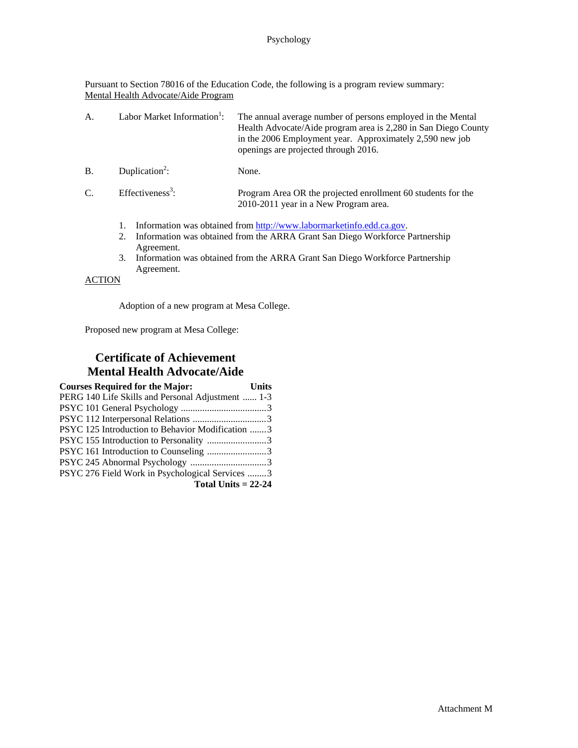Pursuant to Section 78016 of the Education Code, the following is a program review summary:
Mental Health Advocate/Aide Program

| | | |
|---|---|---|
| A. | Labor Market Information[1]: | The annual average number of persons employed in the Mental Health Advocate/Aide program area is 2,280 in San Diego County in the 2006 Employment year. Approximately 2,590 new job openings are projected through 2016. |
| B. | Duplication[2]: | None. |
| C. | Effectiveness[3]: | Program Area OR the projected enrollment 60 students for the 2010-2011 year in a New Program area. |

1. Information was obtained from http://www.labormarketinfo.edd.ca.gov.
2. Information was obtained from the ARRA Grant San Diego Workforce Partnership Agreement.
3. Information was obtained from the ARRA Grant San Diego Workforce Partnership Agreement.

ACTION

Adoption of a new program at Mesa College.

Proposed new program at Mesa College:

## Certificate of Achievement
## Mental Health Advocate/Aide

| **Courses Required for the Major:** | **Units** |
|---|---|
| PERG 140 Life Skills and Personal Adjustment | 1-3 |
| PSYC 101 General Psychology | 3 |
| PSYC 112 Interpersonal Relations | 3 |
| PSYC 125 Introduction to Behavior Modification | 3 |
| PSYC 155 Introduction to Personality | 3 |
| PSYC 161 Introduction to Counseling | 3 |
| PSYC 245 Abnormal Psychology | 3 |
| PSYC 276 Field Work in Psychological Services | 3 |
| | **Total Units = 22-24** |

Attachment M